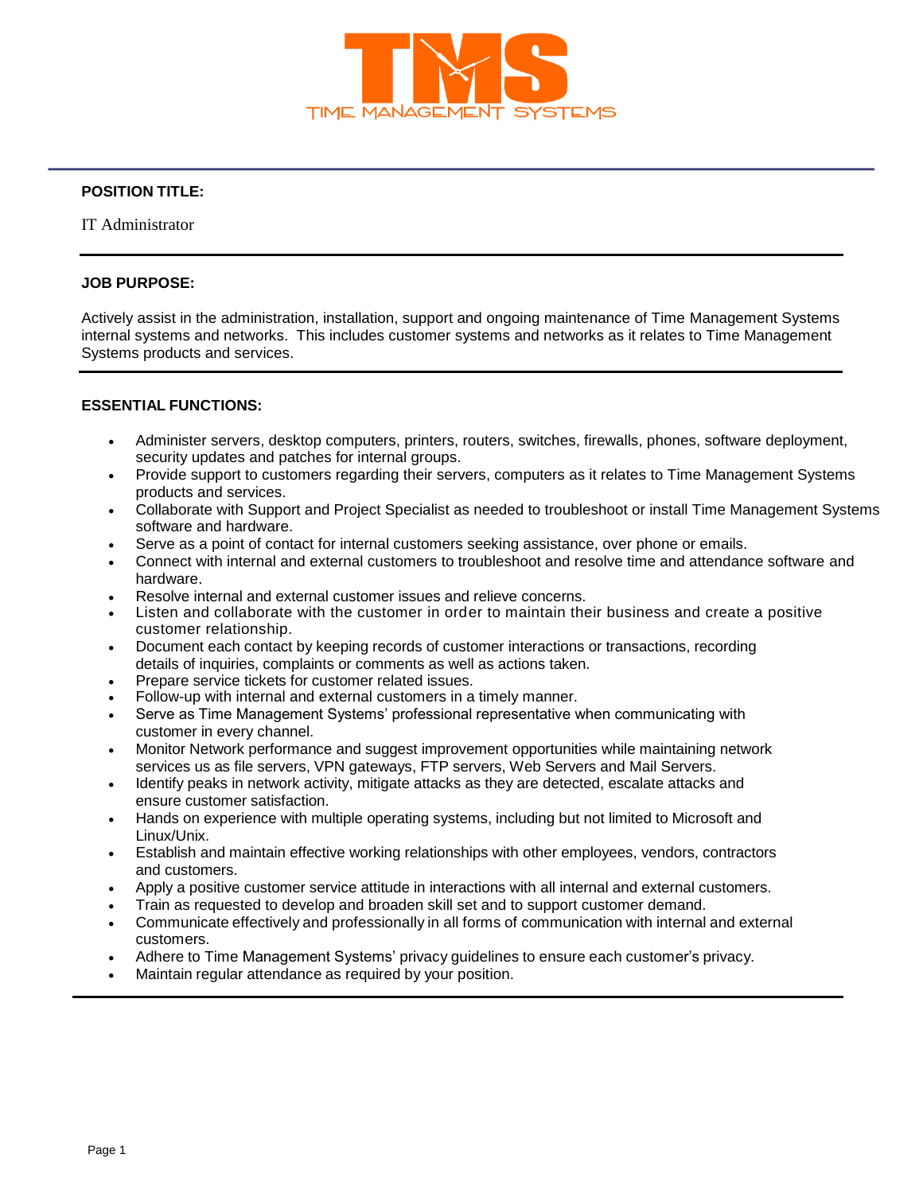TMS

TIME MANAGEMENT SYSTEMS

**POSITION TITLE:**

IT Administrator

**JOB PURPOSE:**

Actively assist in the administration, installation, support and ongoing maintenance of Time Management Systems internal systems and networks. This includes customer systems and networks as it relates to Time Management Systems products and services.

**ESSENTIAL FUNCTIONS:**

- Administer servers, desktop computers, printers, routers, switches, firewalls, phones, software deployment, security updates and patches for internal groups.
- Provide support to customers regarding their servers, computers as it relates to Time Management Systems products and services.
- Collaborate with Support and Project Specialist as needed to troubleshoot or install Time Management Systems software and hardware.
- Serve as a point of contact for internal customers seeking assistance, over phone or emails.
- Connect with internal and external customers to troubleshoot and resolve time and attendance software and hardware.
- Resolve internal and external customer issues and relieve concerns.
- Listen and collaborate with the customer in order to maintain their business and create a positive customer relationship.
- Document each contact by keeping records of customer interactions or transactions, recording details of inquiries, complaints or comments as well as actions taken.
- Prepare service tickets for customer related issues.
- Follow-up with internal and external customers in a timely manner.
- Serve as Time Management Systems' professional representative when communicating with customer in every channel.
- Monitor Network performance and suggest improvement opportunities while maintaining network services us as file servers, VPN gateways, FTP servers, Web Servers and Mail Servers.
- Identify peaks in network activity, mitigate attacks as they are detected, escalate attacks and ensure customer satisfaction.
- Hands on experience with multiple operating systems, including but not limited to Microsoft and Linux/Unix.
- Establish and maintain effective working relationships with other employees, vendors, contractors and customers.
- Apply a positive customer service attitude in interactions with all internal and external customers.
- Train as requested to develop and broaden skill set and to support customer demand.
- Communicate effectively and professionally in all forms of communication with internal and external customers.
- Adhere to Time Management Systems' privacy guidelines to ensure each customer's privacy.
- Maintain regular attendance as required by your position.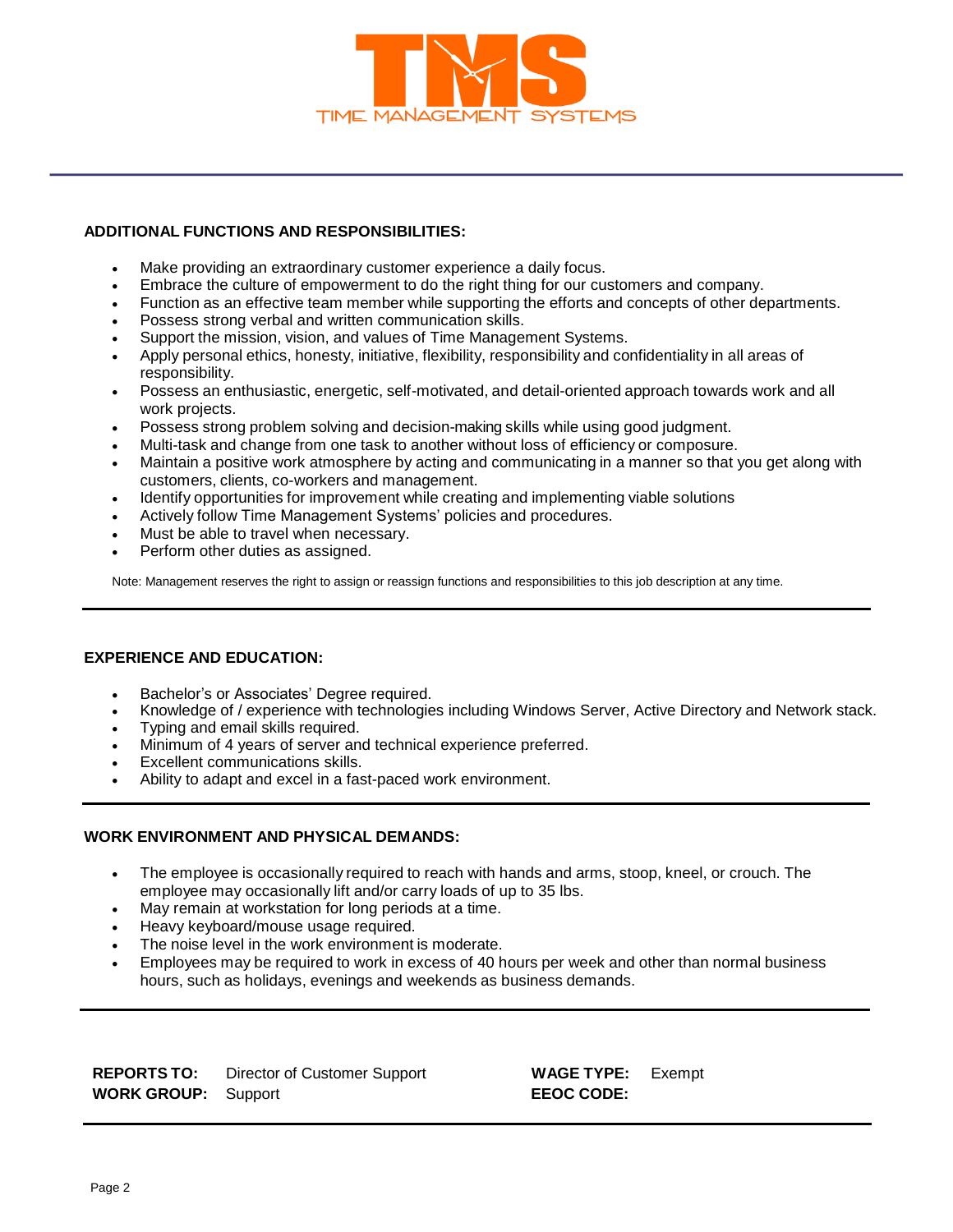## ADDITIONAL FUNCTIONS AND RESPONSIBILITIES:

- Make providing an extraordinary customer experience a daily focus.
- Embrace the culture of empowerment to do the right thing for our customers and company.
- Function as an effective team member while supporting the efforts and concepts of other departments.
- Possess strong verbal and written communication skills.
- Support the mission, vision, and values of Time Management Systems.
- Apply personal ethics, honesty, initiative, flexibility, responsibility and confidentiality in all areas of responsibility.
- Possess an enthusiastic, energetic, self-motivated, and detail-oriented approach towards work and all work projects.
- Possess strong problem solving and decision-making skills while using good judgment.
- Multi-task and change from one task to another without loss of efficiency or composure.
- Maintain a positive work atmosphere by acting and communicating in a manner so that you get along with customers, clients, co-workers and management.
- Identify opportunities for improvement while creating and implementing viable solutions
- Actively follow Time Management Systems' policies and procedures.
- Must be able to travel when necessary.
- Perform other duties as assigned.

Note: Management reserves the right to assign or reassign functions and responsibilities to this job description at any time.

## EXPERIENCE AND EDUCATION:

- Bachelor's or Associates' Degree required.
- Knowledge of / experience with technologies including Windows Server, Active Directory and Network stack.
- Typing and email skills required.
- Minimum of 4 years of server and technical experience preferred.
- Excellent communications skills.
- Ability to adapt and excel in a fast-paced work environment.

## WORK ENVIRONMENT AND PHYSICAL DEMANDS:

- The employee is occasionally required to reach with hands and arms, stoop, kneel, or crouch. The employee may occasionally lift and/or carry loads of up to 35 lbs.
- May remain at workstation for long periods at a time.
- Heavy keyboard/mouse usage required.
- The noise level in the work environment is moderate.
- Employees may be required to work in excess of 40 hours per week and other than normal business hours, such as holidays, evenings and weekends as business demands.

| | | | |
|---|---|---|---|
| **REPORTS TO:** | Director of Customer Support | **WAGE TYPE:** | Exempt |
| **WORK GROUP:** | Support | **EEOC CODE:** | |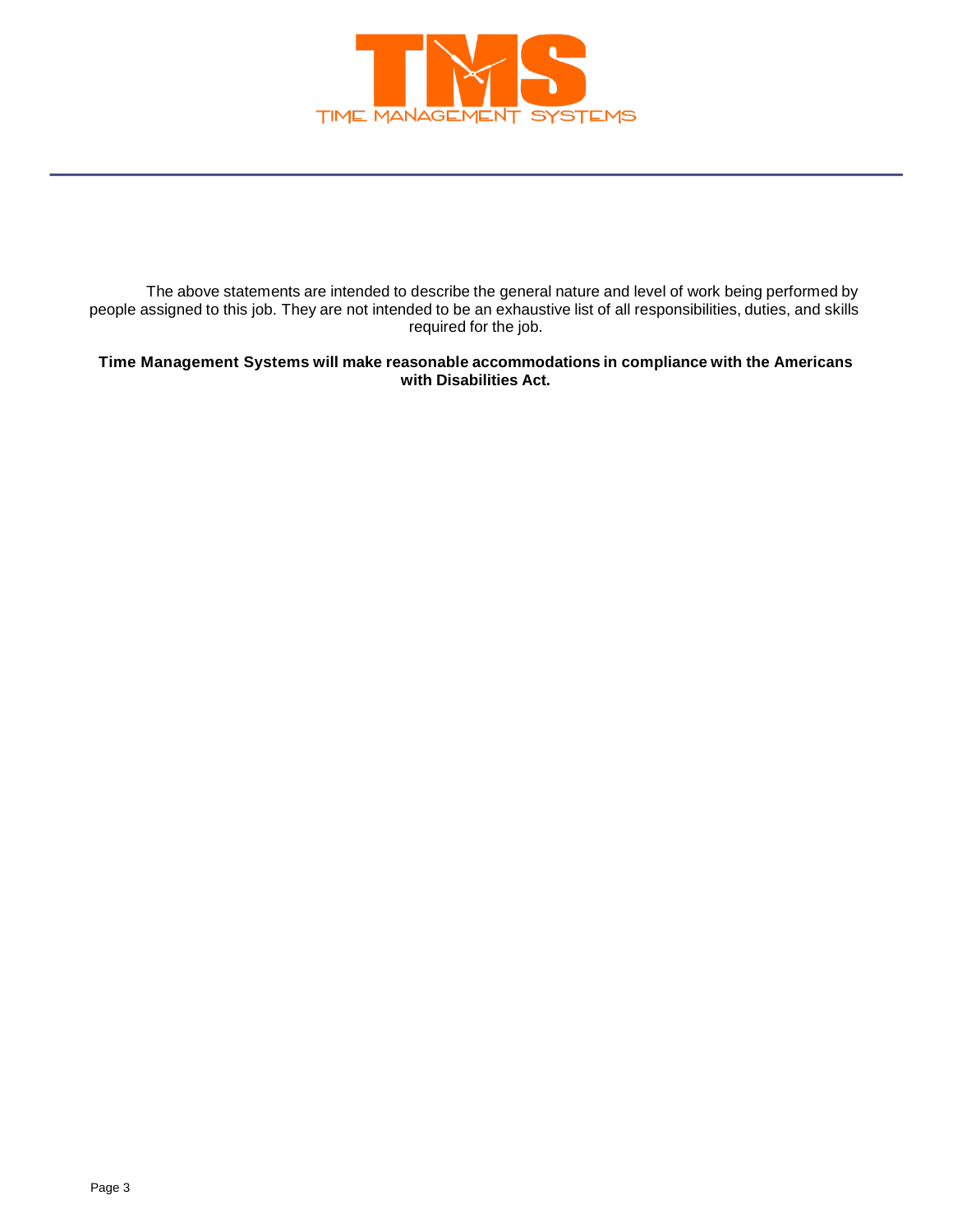The above statements are intended to describe the general nature and level of work being performed by people assigned to this job. They are not intended to be an exhaustive list of all responsibilities, duties, and skills required for the job.

**Time Management Systems will make reasonable accommodations in compliance with the Americans with Disabilities Act.**